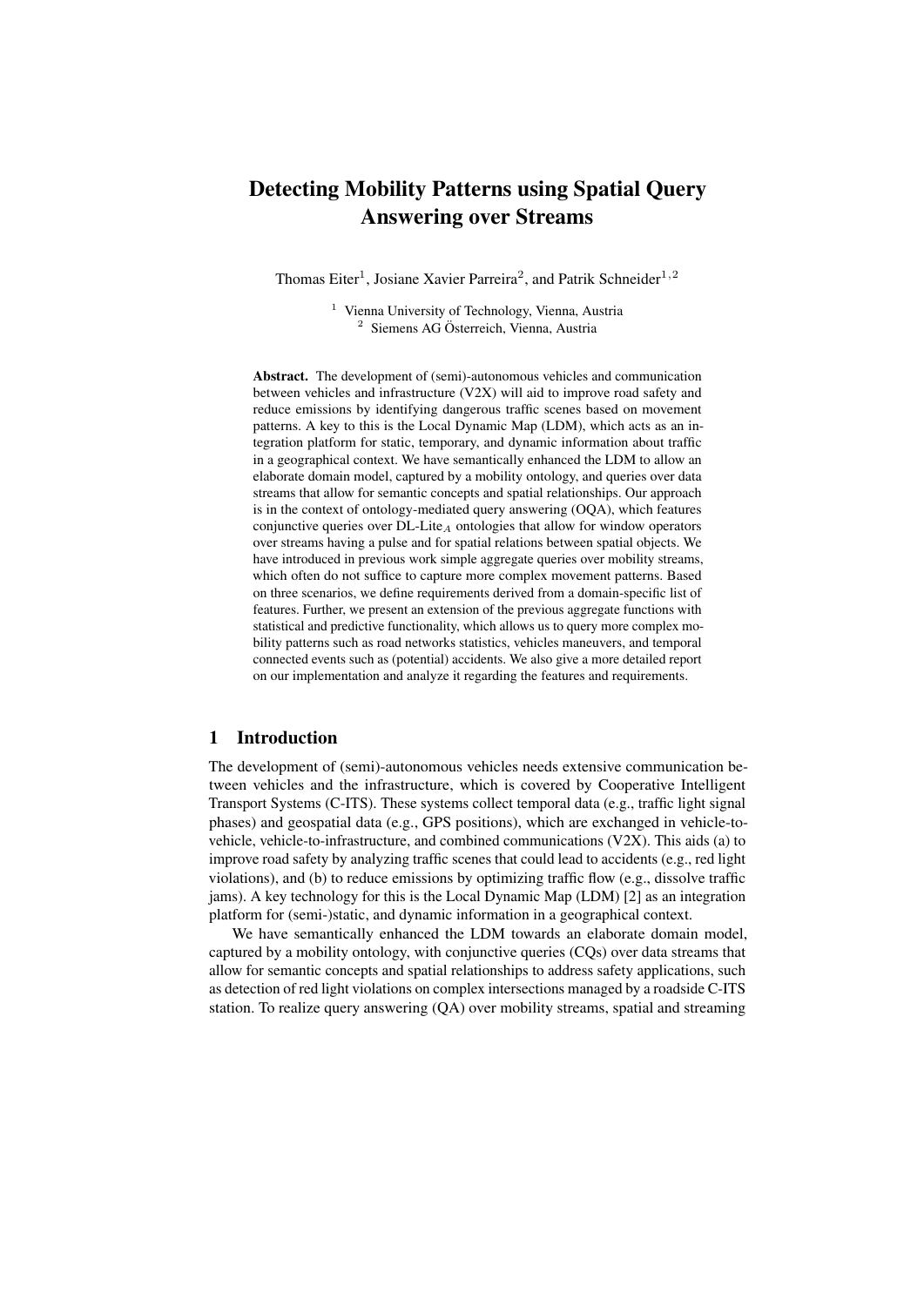# Detecting Mobility Patterns using Spatial Query Answering over Streams

Thomas Eiter[1], Josiane Xavier Parreira[2], and Patrik Schneider[1,2]

[1] Vienna University of Technology, Vienna, Austria
[2] Siemens AG Österreich, Vienna, Austria

**Abstract.** The development of (semi)-autonomous vehicles and communication between vehicles and infrastructure (V2X) will aid to improve road safety and reduce emissions by identifying dangerous traffic scenes based on movement patterns. A key to this is the Local Dynamic Map (LDM), which acts as an integration platform for static, temporary, and dynamic information about traffic in a geographical context. We have semantically enhanced the LDM to allow an elaborate domain model, captured by a mobility ontology, and queries over data streams that allow for semantic concepts and spatial relationships. Our approach is in the context of ontology-mediated query answering (OQA), which features conjunctive queries over DL-Lite$_A$ ontologies that allow for window operators over streams having a pulse and for spatial relations between spatial objects. We have introduced in previous work simple aggregate queries over mobility streams, which often do not suffice to capture more complex movement patterns. Based on three scenarios, we define requirements derived from a domain-specific list of features. Further, we present an extension of the previous aggregate functions with statistical and predictive functionality, which allows us to query more complex mobility patterns such as road networks statistics, vehicles maneuvers, and temporal connected events such as (potential) accidents. We also give a more detailed report on our implementation and analyze it regarding the features and requirements.

## 1 Introduction

The development of (semi)-autonomous vehicles needs extensive communication between vehicles and the infrastructure, which is covered by Cooperative Intelligent Transport Systems (C-ITS). These systems collect temporal data (e.g., traffic light signal phases) and geospatial data (e.g., GPS positions), which are exchanged in vehicle-to-vehicle, vehicle-to-infrastructure, and combined communications (V2X). This aids (a) to improve road safety by analyzing traffic scenes that could lead to accidents (e.g., red light violations), and (b) to reduce emissions by optimizing traffic flow (e.g., dissolve traffic jams). A key technology for this is the Local Dynamic Map (LDM) [2] as an integration platform for (semi-)static, and dynamic information in a geographical context.

We have semantically enhanced the LDM towards an elaborate domain model, captured by a mobility ontology, with conjunctive queries (CQs) over data streams that allow for semantic concepts and spatial relationships to address safety applications, such as detection of red light violations on complex intersections managed by a roadside C-ITS station. To realize query answering (QA) over mobility streams, spatial and streaming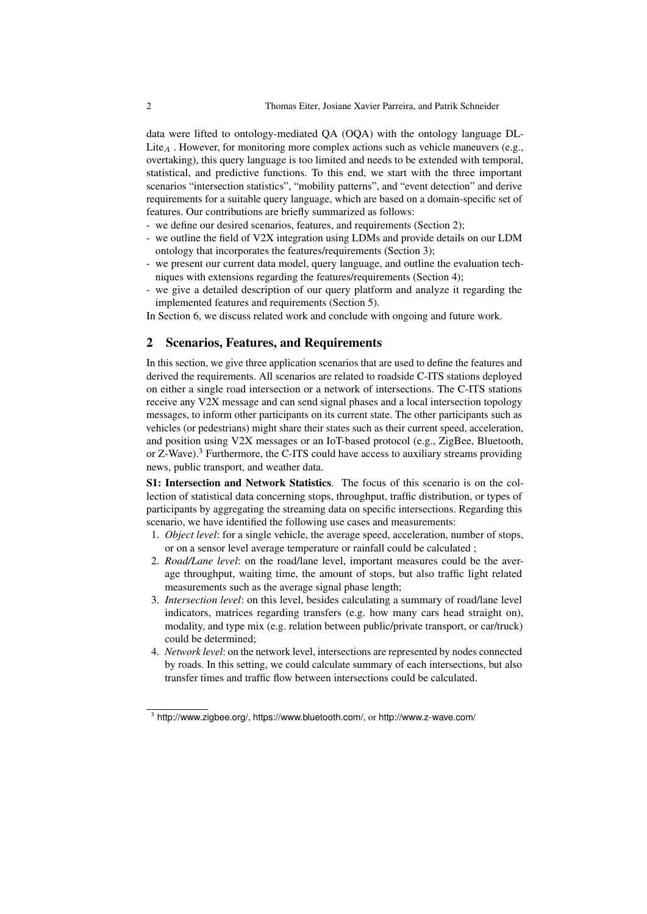data were lifted to ontology-mediated QA (OQA) with the ontology language DL-Lite$_A$ . However, for monitoring more complex actions such as vehicle maneuvers (e.g., overtaking), this query language is too limited and needs to be extended with temporal, statistical, and predictive functions. To this end, we start with the three important scenarios "intersection statistics", "mobility patterns", and "event detection" and derive requirements for a suitable query language, which are based on a domain-specific set of features. Our contributions are briefly summarized as follows:

- we define our desired scenarios, features, and requirements (Section 2);
- we outline the field of V2X integration using LDMs and provide details on our LDM ontology that incorporates the features/requirements (Section 3);
- we present our current data model, query language, and outline the evaluation techniques with extensions regarding the features/requirements (Section 4);
- we give a detailed description of our query platform and analyze it regarding the implemented features and requirements (Section 5).

In Section 6, we discuss related work and conclude with ongoing and future work.

## 2 Scenarios, Features, and Requirements

In this section, we give three application scenarios that are used to define the features and derived the requirements. All scenarios are related to roadside C-ITS stations deployed on either a single road intersection or a network of intersections. The C-ITS stations receive any V2X message and can send signal phases and a local intersection topology messages, to inform other participants on its current state. The other participants such as vehicles (or pedestrians) might share their states such as their current speed, acceleration, and position using V2X messages or an IoT-based protocol (e.g., ZigBee, Bluetooth, or Z-Wave).[3] Furthermore, the C-ITS could have access to auxiliary streams providing news, public transport, and weather data.

**S1: Intersection and Network Statistics**. The focus of this scenario is on the collection of statistical data concerning stops, throughput, traffic distribution, or types of participants by aggregating the streaming data on specific intersections. Regarding this scenario, we have identified the following use cases and measurements:

1. *Object level*: for a single vehicle, the average speed, acceleration, number of stops, or on a sensor level average temperature or rainfall could be calculated ;
2. *Road/Lane level*: on the road/lane level, important measures could be the average throughput, waiting time, the amount of stops, but also traffic light related measurements such as the average signal phase length;
3. *Intersection level*: on this level, besides calculating a summary of road/lane level indicators, matrices regarding transfers (e.g. how many cars head straight on), modality, and type mix (e.g. relation between public/private transport, or car/truck) could be determined;
4. *Network level*: on the network level, intersections are represented by nodes connected by roads. In this setting, we could calculate summary of each intersections, but also transfer times and traffic flow between intersections could be calculated.

[3] http://www.zigbee.org/, https://www.bluetooth.com/, or http://www.z-wave.com/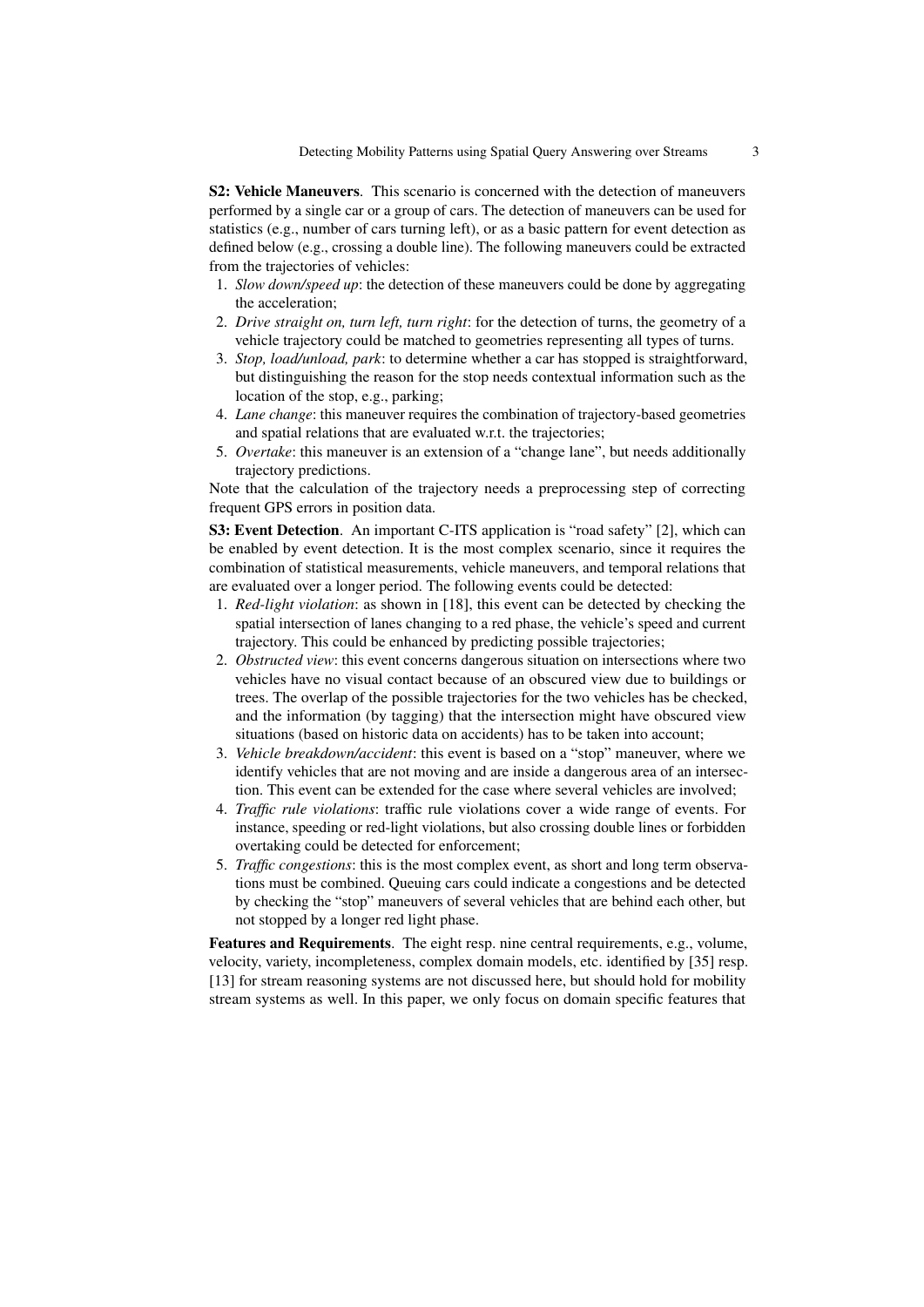**S2: Vehicle Maneuvers**. This scenario is concerned with the detection of maneuvers performed by a single car or a group of cars. The detection of maneuvers can be used for statistics (e.g., number of cars turning left), or as a basic pattern for event detection as defined below (e.g., crossing a double line). The following maneuvers could be extracted from the trajectories of vehicles:

1. *Slow down/speed up*: the detection of these maneuvers could be done by aggregating the acceleration;
2. *Drive straight on, turn left, turn right*: for the detection of turns, the geometry of a vehicle trajectory could be matched to geometries representing all types of turns.
3. *Stop, load/unload, park*: to determine whether a car has stopped is straightforward, but distinguishing the reason for the stop needs contextual information such as the location of the stop, e.g., parking;
4. *Lane change*: this maneuver requires the combination of trajectory-based geometries and spatial relations that are evaluated w.r.t. the trajectories;
5. *Overtake*: this maneuver is an extension of a "change lane", but needs additionally trajectory predictions.

Note that the calculation of the trajectory needs a preprocessing step of correcting frequent GPS errors in position data.

**S3: Event Detection**. An important C-ITS application is "road safety" [2], which can be enabled by event detection. It is the most complex scenario, since it requires the combination of statistical measurements, vehicle maneuvers, and temporal relations that are evaluated over a longer period. The following events could be detected:

1. *Red-light violation*: as shown in [18], this event can be detected by checking the spatial intersection of lanes changing to a red phase, the vehicle's speed and current trajectory. This could be enhanced by predicting possible trajectories;
2. *Obstructed view*: this event concerns dangerous situation on intersections where two vehicles have no visual contact because of an obscured view due to buildings or trees. The overlap of the possible trajectories for the two vehicles has be checked, and the information (by tagging) that the intersection might have obscured view situations (based on historic data on accidents) has to be taken into account;
3. *Vehicle breakdown/accident*: this event is based on a "stop" maneuver, where we identify vehicles that are not moving and are inside a dangerous area of an intersection. This event can be extended for the case where several vehicles are involved;
4. *Traffic rule violations*: traffic rule violations cover a wide range of events. For instance, speeding or red-light violations, but also crossing double lines or forbidden overtaking could be detected for enforcement;
5. *Traffic congestions*: this is the most complex event, as short and long term observations must be combined. Queuing cars could indicate a congestions and be detected by checking the "stop" maneuvers of several vehicles that are behind each other, but not stopped by a longer red light phase.

**Features and Requirements**. The eight resp. nine central requirements, e.g., volume, velocity, variety, incompleteness, complex domain models, etc. identified by [35] resp. [13] for stream reasoning systems are not discussed here, but should hold for mobility stream systems as well. In this paper, we only focus on domain specific features that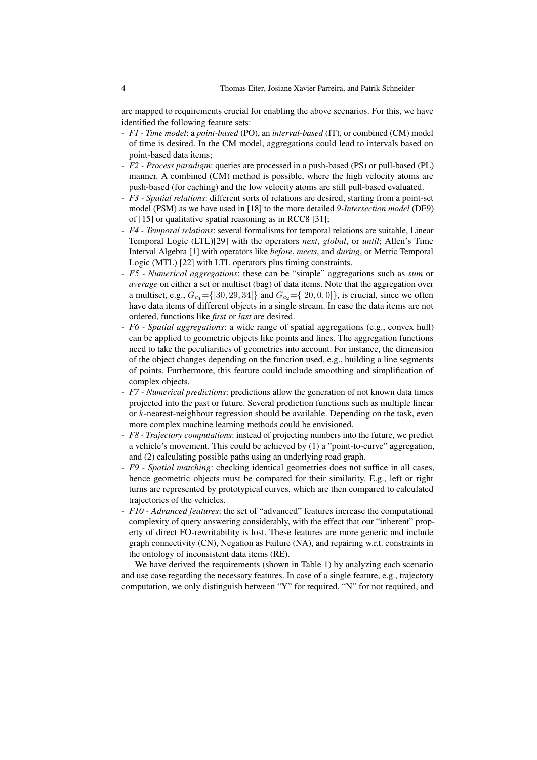are mapped to requirements crucial for enabling the above scenarios. For this, we have identified the following feature sets:

- *F1 - Time model*: a *point-based* (PO), an *interval-based* (IT), or combined (CM) model of time is desired. In the CM model, aggregations could lead to intervals based on point-based data items;
- *F2 - Process paradigm*: queries are processed in a push-based (PS) or pull-based (PL) manner. A combined (CM) method is possible, where the high velocity atoms are push-based (for caching) and the low velocity atoms are still pull-based evaluated.
- *F3 - Spatial relations*: different sorts of relations are desired, starting from a point-set model (PSM) as we have used in [18] to the more detailed *9-Intersection model* (DE9) of [15] or qualitative spatial reasoning as in RCC8 [31];
- *F4 - Temporal relations*: several formalisms for temporal relations are suitable, Linear Temporal Logic (LTL)[29] with the operators *next*, *global*, or *until*; Allen's Time Interval Algebra [1] with operators like *before*, *meets*, and *during*, or Metric Temporal Logic (MTL) [22] with LTL operators plus timing constraints.
- *F5 - Numerical aggregations*: these can be "simple" aggregations such as *sum* or *average* on either a set or multiset (bag) of data items. Note that the aggregation over a multiset, e.g., $G_{c_1}=\{|30, 29, 34|\}$ and $G_{c_2}=\{|20, 0, 0|\}$, is crucial, since we often have data items of different objects in a single stream. In case the data items are not ordered, functions like *first* or *last* are desired.
- *F6 - Spatial aggregations*: a wide range of spatial aggregations (e.g., convex hull) can be applied to geometric objects like points and lines. The aggregation functions need to take the peculiarities of geometries into account. For instance, the dimension of the object changes depending on the function used, e.g., building a line segments of points. Furthermore, this feature could include smoothing and simplification of complex objects.
- *F7 - Numerical predictions*: predictions allow the generation of not known data times projected into the past or future. Several prediction functions such as multiple linear or $k$-nearest-neighbour regression should be available. Depending on the task, even more complex machine learning methods could be envisioned.
- *F8 - Trajectory computations*: instead of projecting numbers into the future, we predict a vehicle's movement. This could be achieved by (1) a "point-to-curve" aggregation, and (2) calculating possible paths using an underlying road graph.
- *F9 - Spatial matching*: checking identical geometries does not suffice in all cases, hence geometric objects must be compared for their similarity. E.g., left or right turns are represented by prototypical curves, which are then compared to calculated trajectories of the vehicles.
- *F10 - Advanced features*: the set of "advanced" features increase the computational complexity of query answering considerably, with the effect that our "inherent" property of direct FO-rewritability is lost. These features are more generic and include graph connectivity (CN), Negation as Failure (NA), and repairing w.r.t. constraints in the ontology of inconsistent data items (RE).

We have derived the requirements (shown in Table 1) by analyzing each scenario and use case regarding the necessary features. In case of a single feature, e.g., trajectory computation, we only distinguish between "Y" for required, "N" for not required, and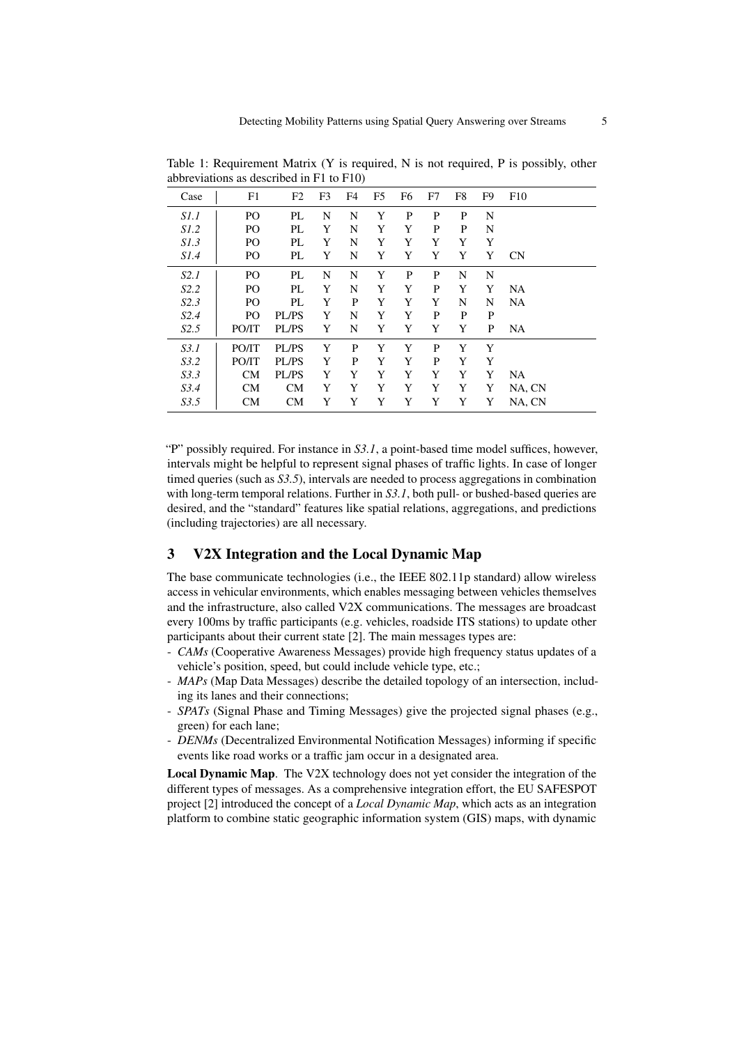Table 1: Requirement Matrix (Y is required, N is not required, P is possibly, other abbreviations as described in F1 to F10)

| Case | F1 | F2 | F3 | F4 | F5 | F6 | F7 | F8 | F9 | F10 |
|---|---|---|---|---|---|---|---|---|---|---|
| *S1.1* | PO | PL | N | N | Y | P | P | P | N | |
| *S1.2* | PO | PL | Y | N | Y | Y | P | P | N | |
| *S1.3* | PO | PL | Y | N | Y | Y | Y | Y | Y | |
| *S1.4* | PO | PL | Y | N | Y | Y | Y | Y | Y | CN |
| *S2.1* | PO | PL | N | N | Y | P | P | N | N | |
| *S2.2* | PO | PL | Y | N | Y | Y | P | Y | Y | NA |
| *S2.3* | PO | PL | Y | P | Y | Y | Y | N | N | NA |
| *S2.4* | PO | PL/PS | Y | N | Y | Y | P | P | P | |
| *S2.5* | PO/IT | PL/PS | Y | N | Y | Y | Y | Y | P | NA |
| *S3.1* | PO/IT | PL/PS | Y | P | Y | Y | P | Y | Y | |
| *S3.2* | PO/IT | PL/PS | Y | P | Y | Y | P | Y | Y | |
| *S3.3* | CM | PL/PS | Y | Y | Y | Y | Y | Y | Y | NA |
| *S3.4* | CM | CM | Y | Y | Y | Y | Y | Y | Y | NA, CN |
| *S3.5* | CM | CM | Y | Y | Y | Y | Y | Y | Y | NA, CN |

"P" possibly required. For instance in *S3.1*, a point-based time model suffices, however, intervals might be helpful to represent signal phases of traffic lights. In case of longer timed queries (such as *S3.5*), intervals are needed to process aggregations in combination with long-term temporal relations. Further in *S3.1*, both pull- or bushed-based queries are desired, and the "standard" features like spatial relations, aggregations, and predictions (including trajectories) are all necessary.

## 3 V2X Integration and the Local Dynamic Map

The base communicate technologies (i.e., the IEEE 802.11p standard) allow wireless access in vehicular environments, which enables messaging between vehicles themselves and the infrastructure, also called V2X communications. The messages are broadcast every 100ms by traffic participants (e.g. vehicles, roadside ITS stations) to update other participants about their current state [2]. The main messages types are:

- *CAMs* (Cooperative Awareness Messages) provide high frequency status updates of a vehicle's position, speed, but could include vehicle type, etc.;
- *MAPs* (Map Data Messages) describe the detailed topology of an intersection, including its lanes and their connections;
- *SPATs* (Signal Phase and Timing Messages) give the projected signal phases (e.g., green) for each lane;
- *DENMs* (Decentralized Environmental Notification Messages) informing if specific events like road works or a traffic jam occur in a designated area.

**Local Dynamic Map**. The V2X technology does not yet consider the integration of the different types of messages. As a comprehensive integration effort, the EU SAFESPOT project [2] introduced the concept of a *Local Dynamic Map*, which acts as an integration platform to combine static geographic information system (GIS) maps, with dynamic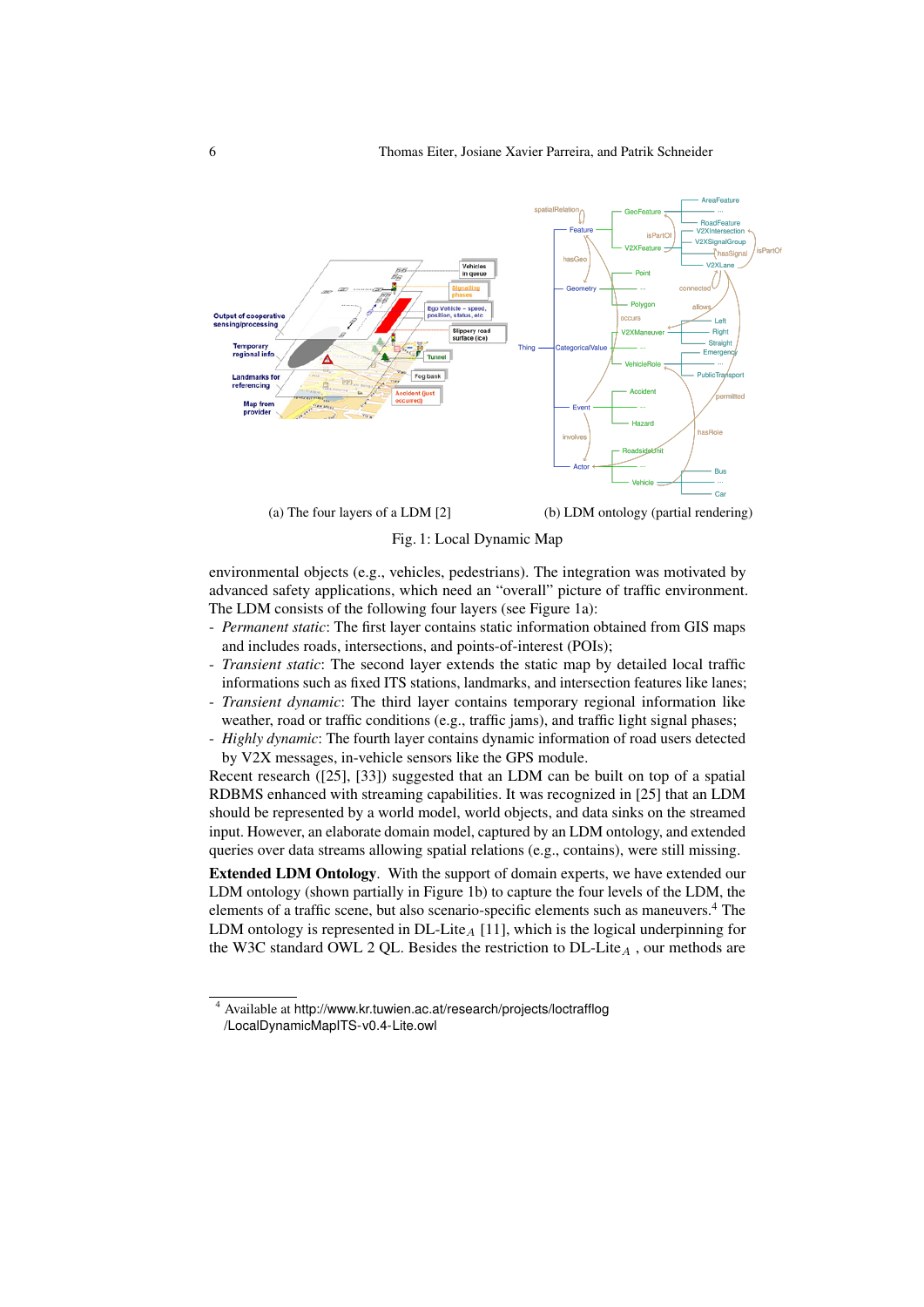(a) The four layers of a LDM [2]

(b) LDM ontology (partial rendering)

Fig. 1: Local Dynamic Map

environmental objects (e.g., vehicles, pedestrians). The integration was motivated by advanced safety applications, which need an "overall" picture of traffic environment. The LDM consists of the following four layers (see Figure 1a):

- *Permanent static*: The first layer contains static information obtained from GIS maps and includes roads, intersections, and points-of-interest (POIs);
- *Transient static*: The second layer extends the static map by detailed local traffic informations such as fixed ITS stations, landmarks, and intersection features like lanes;
- *Transient dynamic*: The third layer contains temporary regional information like weather, road or traffic conditions (e.g., traffic jams), and traffic light signal phases;
- *Highly dynamic*: The fourth layer contains dynamic information of road users detected by V2X messages, in-vehicle sensors like the GPS module.

Recent research ([25], [33]) suggested that an LDM can be built on top of a spatial RDBMS enhanced with streaming capabilities. It was recognized in [25] that an LDM should be represented by a world model, world objects, and data sinks on the streamed input. However, an elaborate domain model, captured by an LDM ontology, and extended queries over data streams allowing spatial relations (e.g., contains), were still missing.

**Extended LDM Ontology**. With the support of domain experts, we have extended our LDM ontology (shown partially in Figure 1b) to capture the four levels of the LDM, the elements of a traffic scene, but also scenario-specific elements such as maneuvers.[4] The LDM ontology is represented in DL-Lite$_{\mathcal{A}}$ [11], which is the logical underpinning for the W3C standard OWL 2 QL. Besides the restriction to DL-Lite$_{\mathcal{A}}$ , our methods are

[4] Available at http://www.kr.tuwien.ac.at/research/projects/loctrafflog/LocalDynamicMapITS-v0.4-Lite.owl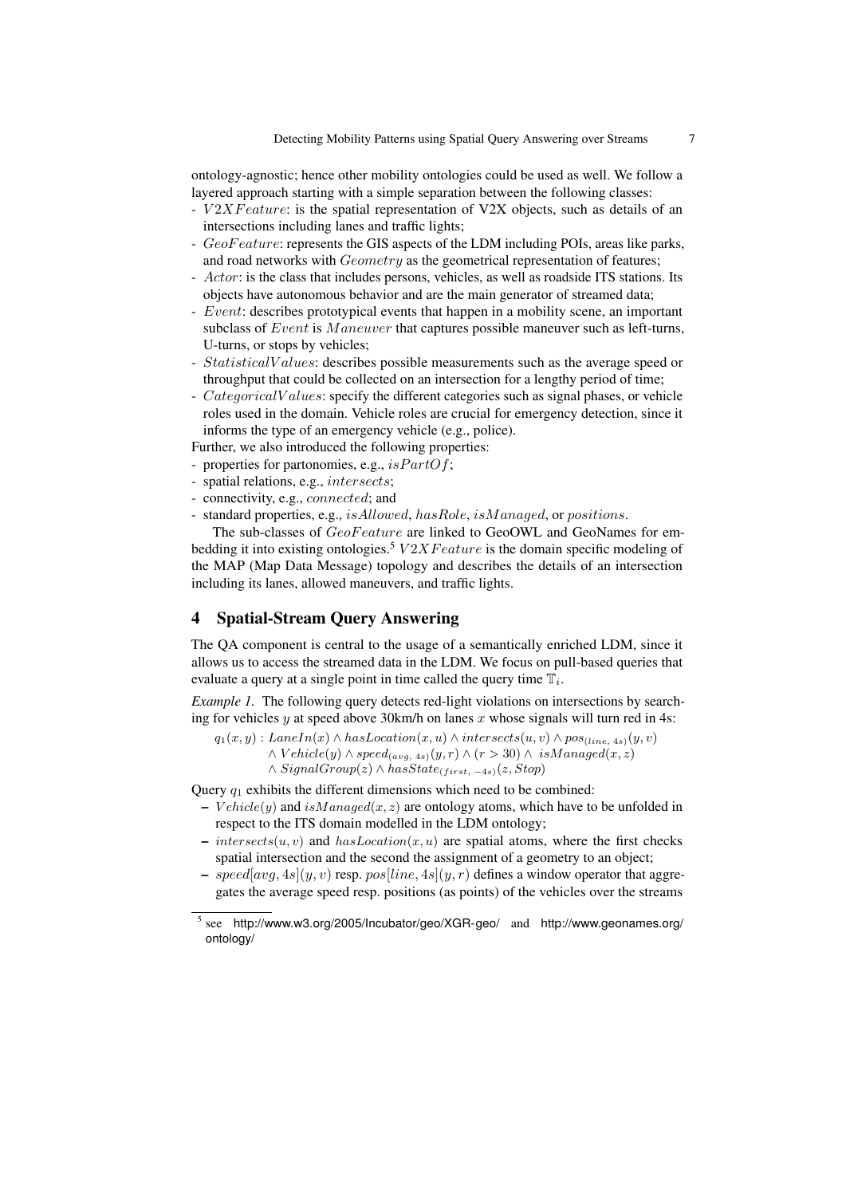ontology-agnostic; hence other mobility ontologies could be used as well. We follow a layered approach starting with a simple separation between the following classes:

- $V2XFeature$: is the spatial representation of V2X objects, such as details of an intersections including lanes and traffic lights;
- $GeoFeature$: represents the GIS aspects of the LDM including POIs, areas like parks, and road networks with $Geometry$ as the geometrical representation of features;
- $Actor$: is the class that includes persons, vehicles, as well as roadside ITS stations. Its objects have autonomous behavior and are the main generator of streamed data;
- $Event$: describes prototypical events that happen in a mobility scene, an important subclass of $Event$ is $Maneuver$ that captures possible maneuver such as left-turns, U-turns, or stops by vehicles;
- $StatisticalValues$: describes possible measurements such as the average speed or throughput that could be collected on an intersection for a lengthy period of time;
- $CategoricalValues$: specify the different categories such as signal phases, or vehicle roles used in the domain. Vehicle roles are crucial for emergency detection, since it informs the type of an emergency vehicle (e.g., police).

Further, we also introduced the following properties:

- properties for partonomies, e.g., $isPartOf$;
- spatial relations, e.g., $intersects$;
- connectivity, e.g., $connected$; and
- standard properties, e.g., $isAllowed$, $hasRole$, $isManaged$, or $positions$.

The sub-classes of $GeoFeature$ are linked to GeoOWL and GeoNames for embedding it into existing ontologies.[5] $V2XFeature$ is the domain specific modeling of the MAP (Map Data Message) topology and describes the details of an intersection including its lanes, allowed maneuvers, and traffic lights.

## 4 Spatial-Stream Query Answering

The QA component is central to the usage of a semantically enriched LDM, since it allows us to access the streamed data in the LDM. We focus on pull-based queries that evaluate a query at a single point in time called the query time $\mathbb{T}_i$.

*Example 1.* The following query detects red-light violations on intersections by searching for vehicles $y$ at speed above 30km/h on lanes $x$ whose signals will turn red in 4s:

$$
\begin{aligned}
q_1(x, y) : \; & LaneIn(x) \wedge hasLocation(x, u) \wedge intersects(u, v) \wedge pos_{(line,\, 4s)}(y, v) \\
& \wedge Vehicle(y) \wedge speed_{(avg,\, 4s)}(y, r) \wedge (r > 30) \wedge isManaged(x, z) \\
& \wedge SignalGroup(z) \wedge hasState_{(first,\, -4s)}(z, Stop)
\end{aligned}
$$

Query $q_1$ exhibits the different dimensions which need to be combined:

- $Vehicle(y)$ and $isManaged(x, z)$ are ontology atoms, which have to be unfolded in respect to the ITS domain modelled in the LDM ontology;
- $intersects(u, v)$ and $hasLocation(x, u)$ are spatial atoms, where the first checks spatial intersection and the second the assignment of a geometry to an object;
- $speed[avg, 4s](y, v)$ resp. $pos[line, 4s](y, r)$ defines a window operator that aggregates the average speed resp. positions (as points) of the vehicles over the streams

[5] see http://www.w3.org/2005/Incubator/geo/XGR-geo/ and http://www.geonames.org/ontology/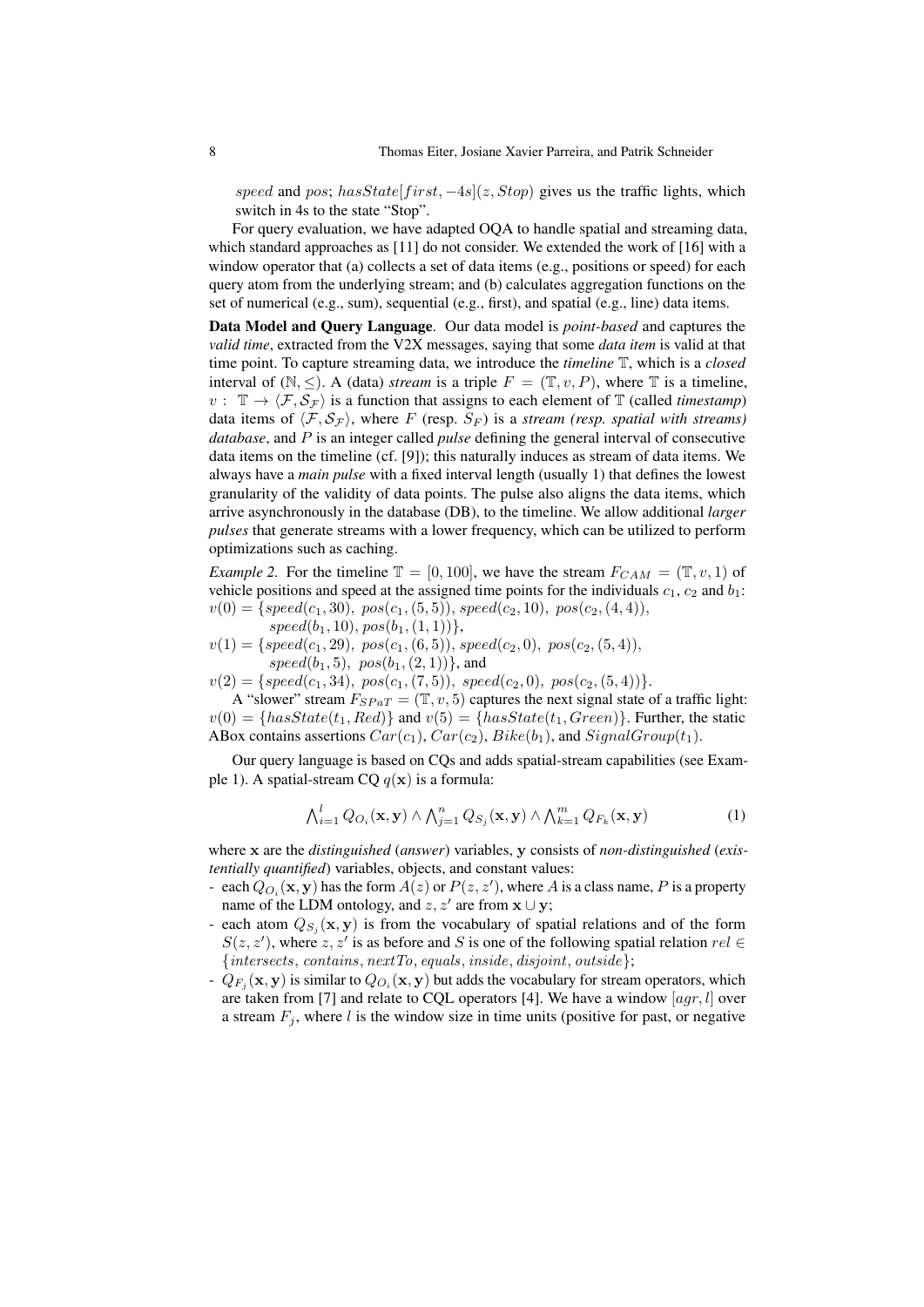$speed$ and $pos$; $hasState[first, -4s](z, Stop)$ gives us the traffic lights, which switch in 4s to the state "Stop".

For query evaluation, we have adapted OQA to handle spatial and streaming data, which standard approaches as [11] do not consider. We extended the work of [16] with a window operator that (a) collects a set of data items (e.g., positions or speed) for each query atom from the underlying stream; and (b) calculates aggregation functions on the set of numerical (e.g., sum), sequential (e.g., first), and spatial (e.g., line) data items.

**Data Model and Query Language**. Our data model is *point-based* and captures the *valid time*, extracted from the V2X messages, saying that some *data item* is valid at that time point. To capture streaming data, we introduce the *timeline* $\mathbb{T}$, which is a *closed* interval of $(\mathbb{N}, \leq)$. A (data) *stream* is a triple $F = (\mathbb{T}, v, P)$, where $\mathbb{T}$ is a timeline, $v : \mathbb{T} \rightarrow \langle \mathcal{F}, \mathcal{S}_{\mathcal{F}} \rangle$ is a function that assigns to each element of $\mathbb{T}$ (called *timestamp*) data items of $\langle \mathcal{F}, \mathcal{S}_{\mathcal{F}} \rangle$, where $F$ (resp. $S_F$) is a *stream (resp. spatial with streams) database*, and $P$ is an integer called *pulse* defining the general interval of consecutive data items on the timeline (cf. [9]); this naturally induces as stream of data items. We always have a *main pulse* with a fixed interval length (usually 1) that defines the lowest granularity of the validity of data points. The pulse also aligns the data items, which arrive asynchronously in the database (DB), to the timeline. We allow additional *larger pulses* that generate streams with a lower frequency, which can be utilized to perform optimizations such as caching.

*Example 2.* For the timeline $\mathbb{T} = [0, 100]$, we have the stream $F_{CAM} = (\mathbb{T}, v, 1)$ of vehicle positions and speed at the assigned time points for the individuals $c_1$, $c_2$ and $b_1$:
$v(0) = \{speed(c_1, 30),\ pos(c_1, (5, 5)),\ speed(c_2, 10),\ pos(c_2, (4, 4)),$
$\quad speed(b_1, 10), pos(b_1, (1, 1))\}$,
$v(1) = \{speed(c_1, 29),\ pos(c_1, (6, 5)),\ speed(c_2, 0),\ pos(c_2, (5, 4)),$
$\quad speed(b_1, 5),\ pos(b_1, (2, 1))\}$, and
$v(2) = \{speed(c_1, 34),\ pos(c_1, (7, 5)),\ speed(c_2, 0),\ pos(c_2, (5, 4))\}$.

A "slower" stream $F_{SPaT} = (\mathbb{T}, v, 5)$ captures the next signal state of a traffic light: $v(0) = \{hasState(t_1, Red)\}$ and $v(5) = \{hasState(t_1, Green)\}$. Further, the static ABox contains assertions $Car(c_1)$, $Car(c_2)$, $Bike(b_1)$, and $SignalGroup(t_1)$.

Our query language is based on CQs and adds spatial-stream capabilities (see Example 1). A spatial-stream CQ $q(\mathbf{x})$ is a formula:

$$\bigwedge_{i=1}^{l} Q_{O_i}(\mathbf{x}, \mathbf{y}) \wedge \bigwedge_{j=1}^{n} Q_{S_j}(\mathbf{x}, \mathbf{y}) \wedge \bigwedge_{k=1}^{m} Q_{F_k}(\mathbf{x}, \mathbf{y}) \tag{1}$$

where $\mathbf{x}$ are the *distinguished* (*answer*) variables, $\mathbf{y}$ consists of *non-distinguished* (*existentially quantified*) variables, objects, and constant values:

- each $Q_{O_i}(\mathbf{x}, \mathbf{y})$ has the form $A(z)$ or $P(z, z')$, where $A$ is a class name, $P$ is a property name of the LDM ontology, and $z, z'$ are from $\mathbf{x} \cup \mathbf{y}$;
- each atom $Q_{S_j}(\mathbf{x}, \mathbf{y})$ is from the vocabulary of spatial relations and of the form $S(z, z')$, where $z, z'$ is as before and $S$ is one of the following spatial relation $rel \in \{intersects, contains, nextTo, equals, inside, disjoint, outside\}$;
- $Q_{F_j}(\mathbf{x}, \mathbf{y})$ is similar to $Q_{O_i}(\mathbf{x}, \mathbf{y})$ but adds the vocabulary for stream operators, which are taken from [7] and relate to CQL operators [4]. We have a window $[agr, l]$ over a stream $F_j$, where $l$ is the window size in time units (positive for past, or negative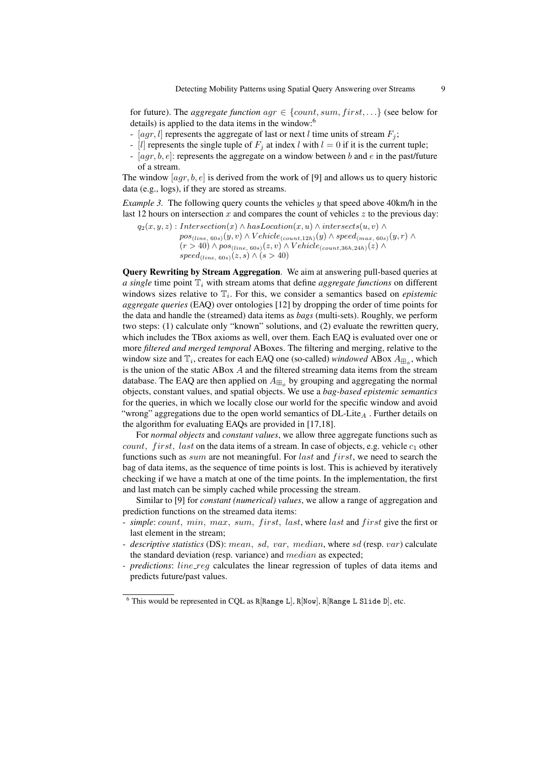for future). The *aggregate function* $agr \in \{count, sum, first, \ldots\}$ (see below for details) is applied to the data items in the window:[6]

- $[agr, l]$ represents the aggregate of last or next $l$ time units of stream $F_j$;
- $[l]$ represents the single tuple of $F_j$ at index $l$ with $l = 0$ if it is the current tuple;
- $[agr, b, e]$: represents the aggregate on a window between $b$ and $e$ in the past/future of a stream.

The window $[agr, b, e]$ is derived from the work of [9] and allows us to query historic data (e.g., logs), if they are stored as streams.

*Example 3.* The following query counts the vehicles $y$ that speed above 40km/h in the last 12 hours on intersection $x$ and compares the count of vehicles $z$ to the previous day:

$$
\begin{aligned}
q_2(x, y, z) : \; & Intersection(x) \wedge hasLocation(x, u) \wedge intersects(u, v) \wedge \\
& pos_{(line,\, 60s)}(y, v) \wedge Vehicle_{(count, 12h)}(y) \wedge speed_{(max,\, 60s)}(y, r) \wedge \\
& (r > 40) \wedge pos_{(line,\, 60s)}(z, v) \wedge Vehicle_{(count, 36h, 24h)}(z) \wedge \\
& speed_{(line,\, 60s)}(z, s) \wedge (s > 40)
\end{aligned}
$$

**Query Rewriting by Stream Aggregation**. We aim at answering pull-based queries at *a single* time point $\mathbb{T}_i$ with stream atoms that define *aggregate functions* on different windows sizes relative to $\mathbb{T}_i$. For this, we consider a semantics based on *epistemic aggregate queries* (EAQ) over ontologies [12] by dropping the order of time points for the data and handle the (streamed) data items as *bags* (multi-sets). Roughly, we perform two steps: (1) calculate only "known" solutions, and (2) evaluate the rewritten query, which includes the TBox axioms as well, over them. Each EAQ is evaluated over one or more *filtered and merged temporal* ABoxes. The filtering and merging, relative to the window size and $\mathbb{T}_i$, creates for each EAQ one (so-called) *windowed* ABox $A_{\boxplus_\phi}$, which is the union of the static ABox $A$ and the filtered streaming data items from the stream database. The EAQ are then applied on $A_{\boxplus_\phi}$ by grouping and aggregating the normal objects, constant values, and spatial objects. We use a *bag-based epistemic semantics* for the queries, in which we locally close our world for the specific window and avoid "wrong" aggregations due to the open world semantics of DL-Lite$_A$ . Further details on the algorithm for evaluating EAQs are provided in [17,18].

For *normal objects* and *constant values*, we allow three aggregate functions such as $count$, $first$, $last$ on the data items of a stream. In case of objects, e.g. vehicle $c_1$ other functions such as $sum$ are not meaningful. For $last$ and $first$, we need to search the bag of data items, as the sequence of time points is lost. This is achieved by iteratively checking if we have a match at one of the time points. In the implementation, the first and last match can be simply cached while processing the stream.

Similar to [9] for *constant (numerical) values*, we allow a range of aggregation and prediction functions on the streamed data items:

- *simple*: $count$, $min$, $max$, $sum$, $first$, $last$, where $last$ and $first$ give the first or last element in the stream;
- *descriptive statistics* (DS): $mean$, $sd$, $var$, $median$, where $sd$ (resp. $var$) calculate the standard deviation (resp. variance) and $median$ as expected;
- *predictions*: $line\_reg$ calculates the linear regression of tuples of data items and predicts future/past values.

---

[6] This would be represented in CQL as R[Range L], R[Now], R[Range L Slide D], etc.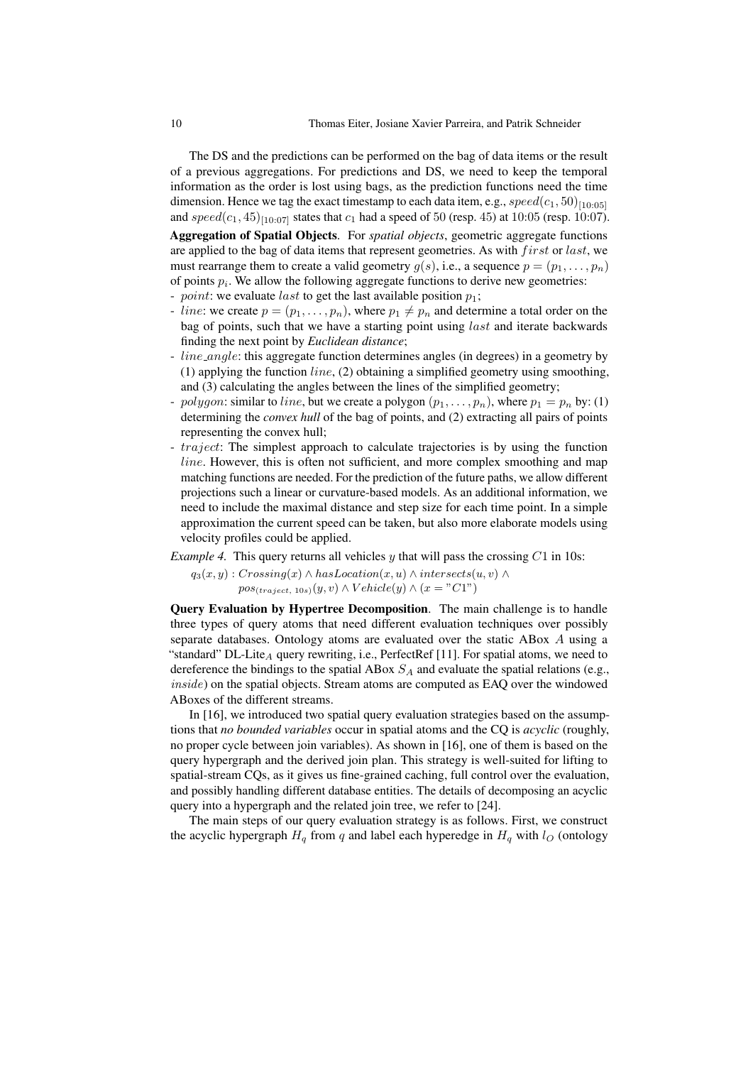The DS and the predictions can be performed on the bag of data items or the result of a previous aggregations. For predictions and DS, we need to keep the temporal information as the order is lost using bags, as the prediction functions need the time dimension. Hence we tag the exact timestamp to each data item, e.g., $speed(c_1, 50)_{[10:05]}$ and $speed(c_1, 45)_{[10:07]}$ states that $c_1$ had a speed of 50 (resp. 45) at 10:05 (resp. 10:07).

**Aggregation of Spatial Objects**. For *spatial objects*, geometric aggregate functions are applied to the bag of data items that represent geometries. As with $first$ or $last$, we must rearrange them to create a valid geometry $g(s)$, i.e., a sequence $p = (p_1, \dots, p_n)$ of points $p_i$. We allow the following aggregate functions to derive new geometries:

- $point$: we evaluate $last$ to get the last available position $p_1$;
- $line$: we create $p = (p_1, \dots, p_n)$, where $p_1 \neq p_n$ and determine a total order on the bag of points, such that we have a starting point using $last$ and iterate backwards finding the next point by *Euclidean distance*;
- $line\_angle$: this aggregate function determines angles (in degrees) in a geometry by (1) applying the function $line$, (2) obtaining a simplified geometry using smoothing, and (3) calculating the angles between the lines of the simplified geometry;
- $polygon$: similar to $line$, but we create a polygon $(p_1, \dots, p_n)$, where $p_1 = p_n$ by: (1) determining the *convex hull* of the bag of points, and (2) extracting all pairs of points representing the convex hull;
- $traject$: The simplest approach to calculate trajectories is by using the function $line$. However, this is often not sufficient, and more complex smoothing and map matching functions are needed. For the prediction of the future paths, we allow different projections such a linear or curvature-based models. As an additional information, we need to include the maximal distance and step size for each time point. In a simple approximation the current speed can be taken, but also more elaborate models using velocity profiles could be applied.

*Example 4.* This query returns all vehicles $y$ that will pass the crossing $C1$ in 10s:

$$q_3(x, y) : Crossing(x) \wedge hasLocation(x, u) \wedge intersects(u, v) \wedge pos_{(traject,\ 10s)}(y, v) \wedge Vehicle(y) \wedge (x = "C1")$$

**Query Evaluation by Hypertree Decomposition**. The main challenge is to handle three types of query atoms that need different evaluation techniques over possibly separate databases. Ontology atoms are evaluated over the static ABox $A$ using a "standard" DL-Lite$_A$ query rewriting, i.e., PerfectRef [11]. For spatial atoms, we need to dereference the bindings to the spatial ABox $S_A$ and evaluate the spatial relations (e.g., $inside$) on the spatial objects. Stream atoms are computed as EAQ over the windowed ABoxes of the different streams.

In [16], we introduced two spatial query evaluation strategies based on the assumptions that *no bounded variables* occur in spatial atoms and the CQ is *acyclic* (roughly, no proper cycle between join variables). As shown in [16], one of them is based on the query hypergraph and the derived join plan. This strategy is well-suited for lifting to spatial-stream CQs, as it gives us fine-grained caching, full control over the evaluation, and possibly handling different database entities. The details of decomposing an acyclic query into a hypergraph and the related join tree, we refer to [24].

The main steps of our query evaluation strategy is as follows. First, we construct the acyclic hypergraph $H_q$ from $q$ and label each hyperedge in $H_q$ with $l_O$ (ontology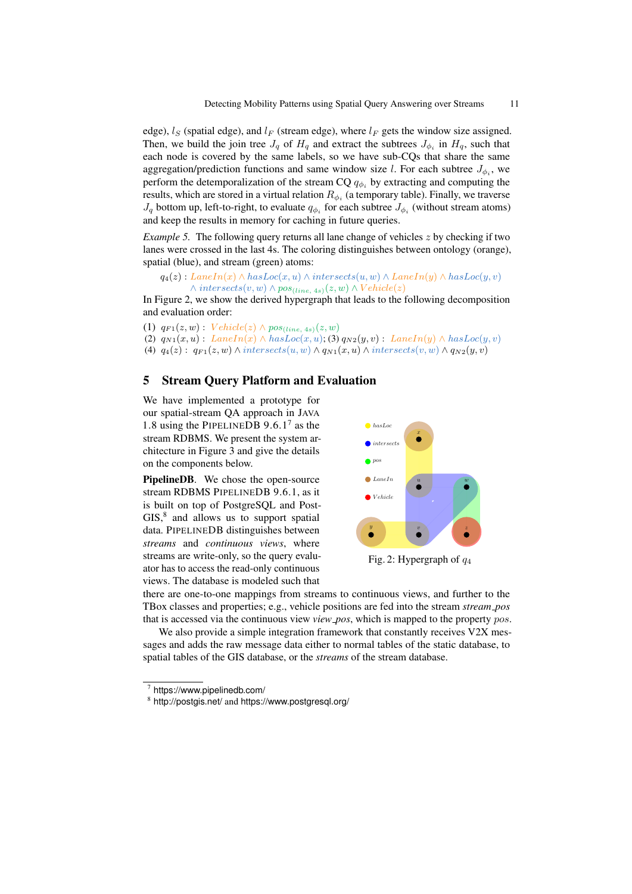edge), $l_S$ (spatial edge), and $l_F$ (stream edge), where $l_F$ gets the window size assigned. Then, we build the join tree $J_q$ of $H_q$ and extract the subtrees $J_{\phi_i}$ in $H_q$, such that each node is covered by the same labels, so we have sub-CQs that share the same aggregation/prediction functions and same window size $l$. For each subtree $J_{\phi_i}$, we perform the detemporalization of the stream CQ $q_{\phi_i}$ by extracting and computing the results, which are stored in a virtual relation $R_{\phi_i}$ (a temporary table). Finally, we traverse $J_q$ bottom up, left-to-right, to evaluate $q_{\phi_i}$ for each subtree $J_{\phi_i}$ (without stream atoms) and keep the results in memory for caching in future queries.

*Example 5.* The following query returns all lane change of vehicles $z$ by checking if two lanes were crossed in the last 4s. The coloring distinguishes between ontology (orange), spatial (blue), and stream (green) atoms:

$$q_4(z) : LaneIn(x) \wedge hasLoc(x,u) \wedge intersects(u,w) \wedge LaneIn(y) \wedge hasLoc(y,v) \wedge intersects(v,w) \wedge pos_{(line,\ 4s)}(z,w) \wedge Vehicle(z)$$

In Figure 2, we show the derived hypergraph that leads to the following decomposition and evaluation order:

(1) $q_{F1}(z,w) : Vehicle(z) \wedge pos_{(line,\ 4s)}(z,w)$
(2) $q_{N1}(x,u) : LaneIn(x) \wedge hasLoc(x,u)$; (3) $q_{N2}(y,v) : LaneIn(y) \wedge hasLoc(y,v)$
(4) $q_4(z) : q_{F1}(z,w) \wedge intersects(u,w) \wedge q_{N1}(x,u) \wedge intersects(v,w) \wedge q_{N2}(y,v)$

## 5 Stream Query Platform and Evaluation

We have implemented a prototype for our spatial-stream QA approach in JAVA 1.8 using the PIPELINEDB 9.6.1[7] as the stream RDBMS. We present the system architecture in Figure 3 and give the details on the components below.

Fig. 2: Hypergraph of $q_4$

**PipelineDB.** We chose the open-source stream RDBMS PIPELINEDB 9.6.1, as it is built on top of PostgreSQL and PostGIS,[8] and allows us to support spatial data. PIPELINEDB distinguishes between *streams* and *continuous views*, where streams are write-only, so the query evaluator has to access the read-only continuous views. The database is modeled such that there are one-to-one mappings from streams to continuous views, and further to the TBox classes and properties; e.g., vehicle positions are fed into the stream *stream_pos* that is accessed via the continuous view *view_pos*, which is mapped to the property $pos$.

We also provide a simple integration framework that constantly receives V2X messages and adds the raw message data either to normal tables of the static database, to spatial tables of the GIS database, or the *streams* of the stream database.

[7] https://www.pipelinedb.com/
[8] http://postgis.net/ and https://www.postgresql.org/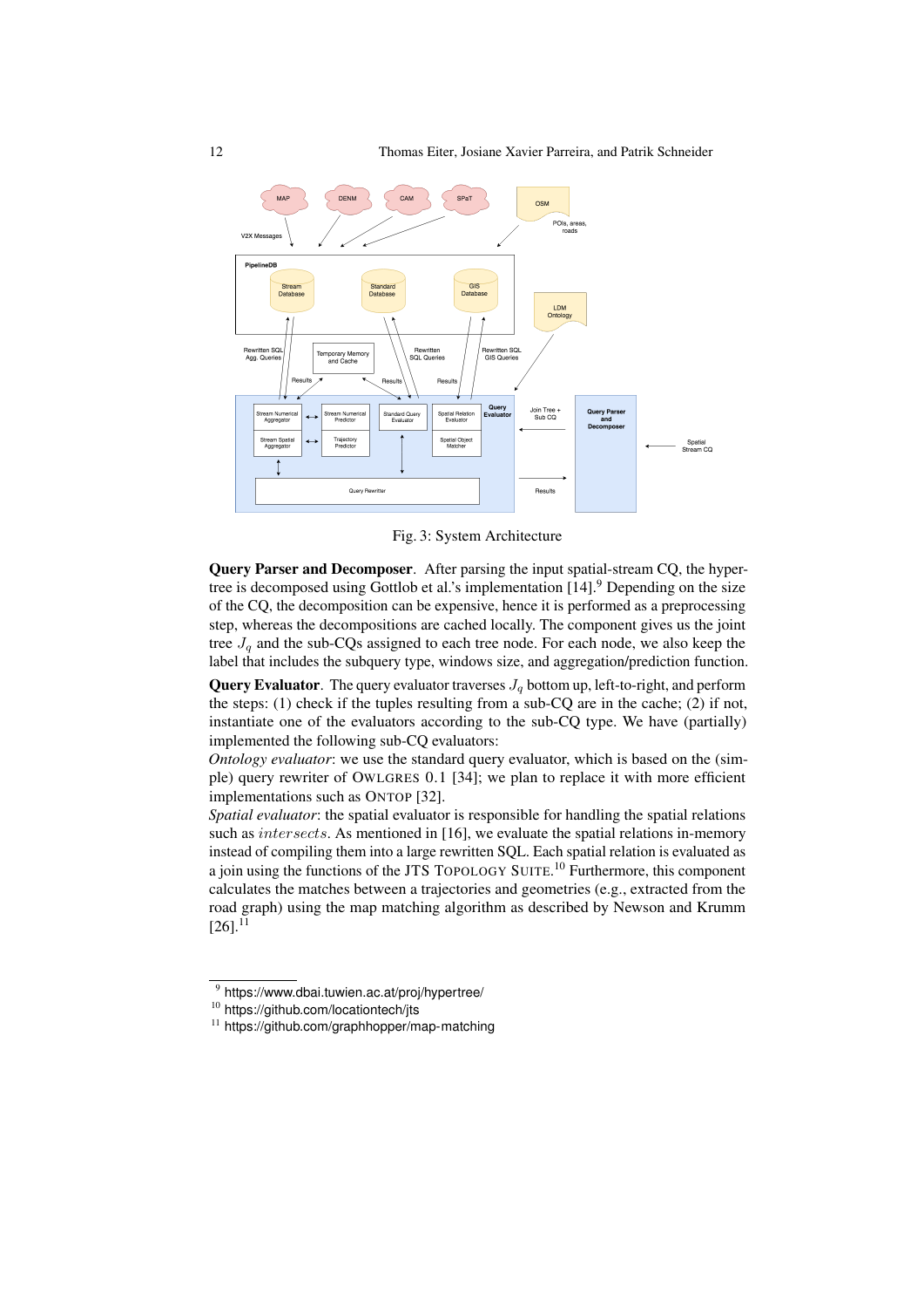Fig. 3: System Architecture

**Query Parser and Decomposer**. After parsing the input spatial-stream CQ, the hypertree is decomposed using Gottlob et al.'s implementation [14].[9] Depending on the size of the CQ, the decomposition can be expensive, hence it is performed as a preprocessing step, whereas the decompositions are cached locally. The component gives us the joint tree $J_q$ and the sub-CQs assigned to each tree node. For each node, we also keep the label that includes the subquery type, windows size, and aggregation/prediction function.

**Query Evaluator**. The query evaluator traverses $J_q$ bottom up, left-to-right, and perform the steps: (1) check if the tuples resulting from a sub-CQ are in the cache; (2) if not, instantiate one of the evaluators according to the sub-CQ type. We have (partially) implemented the following sub-CQ evaluators:

*Ontology evaluator*: we use the standard query evaluator, which is based on the (simple) query rewriter of OWLGRES 0.1 [34]; we plan to replace it with more efficient implementations such as ONTOP [32].

*Spatial evaluator*: the spatial evaluator is responsible for handling the spatial relations such as $intersects$. As mentioned in [16], we evaluate the spatial relations in-memory instead of compiling them into a large rewritten SQL. Each spatial relation is evaluated as a join using the functions of the JTS TOPOLOGY SUITE.[10] Furthermore, this component calculates the matches between a trajectories and geometries (e.g., extracted from the road graph) using the map matching algorithm as described by Newson and Krumm [26].[11]

---

[9] https://www.dbai.tuwien.ac.at/proj/hypertree/

[10] https://github.com/locationtech/jts

[11] https://github.com/graphhopper/map-matching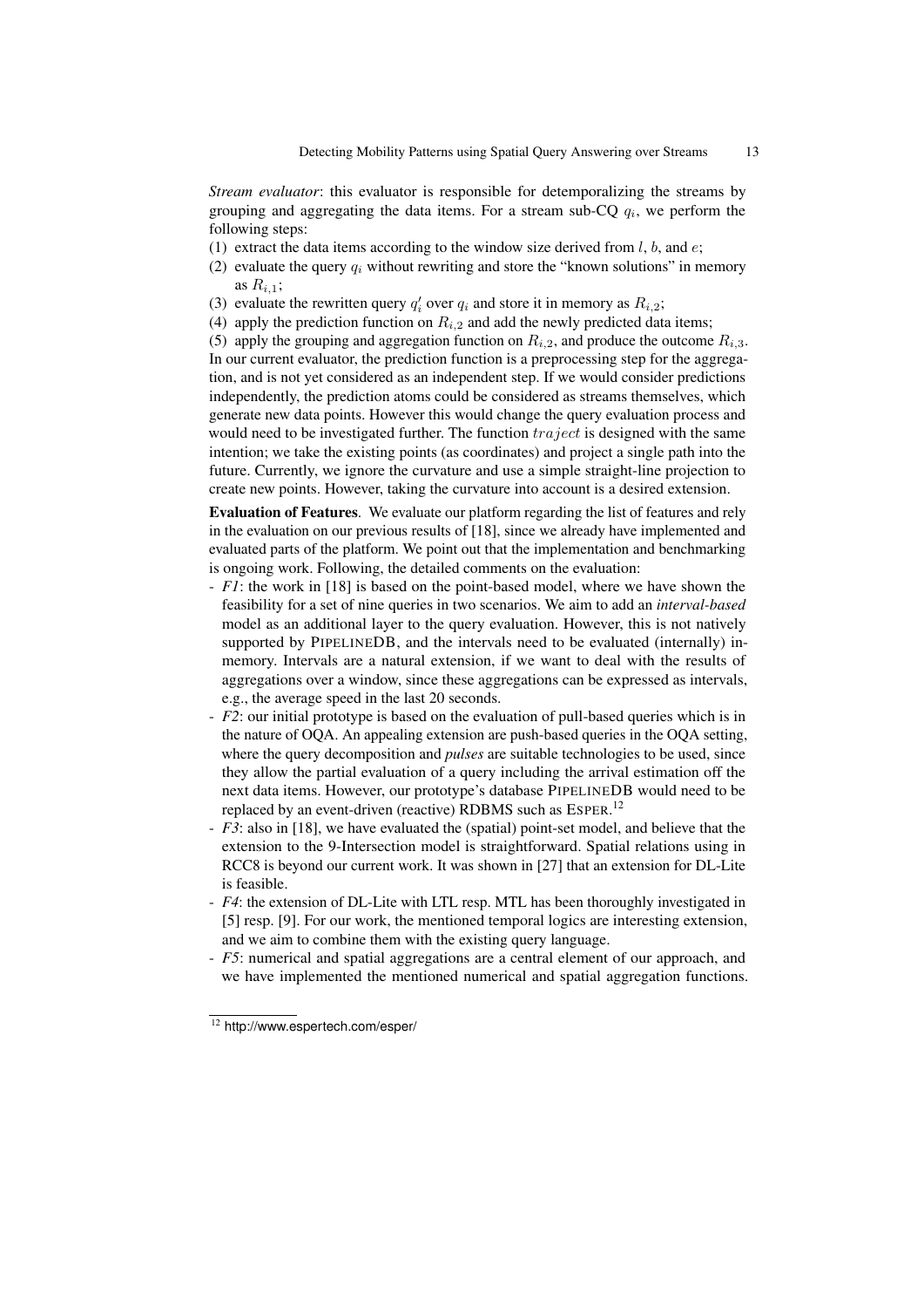*Stream evaluator*: this evaluator is responsible for detemporalizing the streams by grouping and aggregating the data items. For a stream sub-CQ $q_i$, we perform the following steps:

(1) extract the data items according to the window size derived from $l$, $b$, and $e$;
(2) evaluate the query $q_i$ without rewriting and store the "known solutions" in memory as $R_{i,1}$;
(3) evaluate the rewritten query $q_i'$ over $q_i$ and store it in memory as $R_{i,2}$;
(4) apply the prediction function on $R_{i,2}$ and add the newly predicted data items;
(5) apply the grouping and aggregation function on $R_{i,2}$, and produce the outcome $R_{i,3}$.

In our current evaluator, the prediction function is a preprocessing step for the aggregation, and is not yet considered as an independent step. If we would consider predictions independently, the prediction atoms could be considered as streams themselves, which generate new data points. However this would change the query evaluation process and would need to be investigated further. The function $traject$ is designed with the same intention; we take the existing points (as coordinates) and project a single path into the future. Currently, we ignore the curvature and use a simple straight-line projection to create new points. However, taking the curvature into account is a desired extension.

**Evaluation of Features**. We evaluate our platform regarding the list of features and rely in the evaluation on our previous results of [18], since we already have implemented and evaluated parts of the platform. We point out that the implementation and benchmarking is ongoing work. Following, the detailed comments on the evaluation:

- *F1*: the work in [18] is based on the point-based model, where we have shown the feasibility for a set of nine queries in two scenarios. We aim to add an *interval-based* model as an additional layer to the query evaluation. However, this is not natively supported by PipelineDB, and the intervals need to be evaluated (internally) in-memory. Intervals are a natural extension, if we want to deal with the results of aggregations over a window, since these aggregations can be expressed as intervals, e.g., the average speed in the last 20 seconds.
- *F2*: our initial prototype is based on the evaluation of pull-based queries which is in the nature of OQA. An appealing extension are push-based queries in the OQA setting, where the query decomposition and *pulses* are suitable technologies to be used, since they allow the partial evaluation of a query including the arrival estimation off the next data items. However, our prototype's database PipelineDB would need to be replaced by an event-driven (reactive) RDBMS such as Esper.[12]
- *F3*: also in [18], we have evaluated the (spatial) point-set model, and believe that the extension to the 9-Intersection model is straightforward. Spatial relations using in RCC8 is beyond our current work. It was shown in [27] that an extension for DL-Lite is feasible.
- *F4*: the extension of DL-Lite with LTL resp. MTL has been thoroughly investigated in [5] resp. [9]. For our work, the mentioned temporal logics are interesting extension, and we aim to combine them with the existing query language.
- *F5*: numerical and spatial aggregations are a central element of our approach, and we have implemented the mentioned numerical and spatial aggregation functions.

[12] http://www.espertech.com/esper/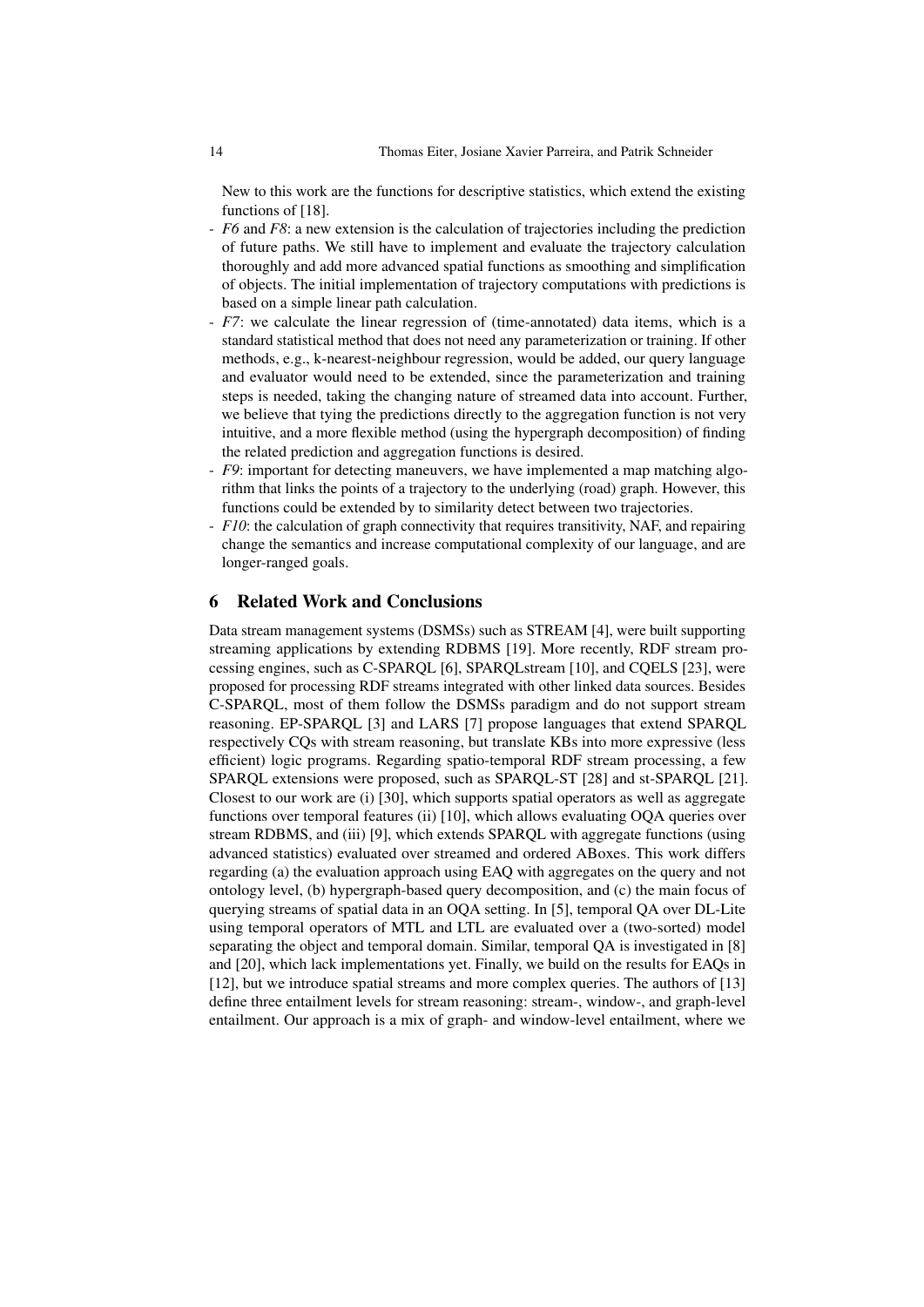New to this work are the functions for descriptive statistics, which extend the existing functions of [18].

- *F6* and *F8*: a new extension is the calculation of trajectories including the prediction of future paths. We still have to implement and evaluate the trajectory calculation thoroughly and add more advanced spatial functions as smoothing and simplification of objects. The initial implementation of trajectory computations with predictions is based on a simple linear path calculation.
- *F7*: we calculate the linear regression of (time-annotated) data items, which is a standard statistical method that does not need any parameterization or training. If other methods, e.g., k-nearest-neighbour regression, would be added, our query language and evaluator would need to be extended, since the parameterization and training steps is needed, taking the changing nature of streamed data into account. Further, we believe that tying the predictions directly to the aggregation function is not very intuitive, and a more flexible method (using the hypergraph decomposition) of finding the related prediction and aggregation functions is desired.
- *F9*: important for detecting maneuvers, we have implemented a map matching algorithm that links the points of a trajectory to the underlying (road) graph. However, this functions could be extended by to similarity detect between two trajectories.
- *F10*: the calculation of graph connectivity that requires transitivity, NAF, and repairing change the semantics and increase computational complexity of our language, and are longer-ranged goals.

## 6 Related Work and Conclusions

Data stream management systems (DSMSs) such as STREAM [4], were built supporting streaming applications by extending RDBMS [19]. More recently, RDF stream processing engines, such as C-SPARQL [6], SPARQLstream [10], and CQELS [23], were proposed for processing RDF streams integrated with other linked data sources. Besides C-SPARQL, most of them follow the DSMSs paradigm and do not support stream reasoning. EP-SPARQL [3] and LARS [7] propose languages that extend SPARQL respectively CQs with stream reasoning, but translate KBs into more expressive (less efficient) logic programs. Regarding spatio-temporal RDF stream processing, a few SPARQL extensions were proposed, such as SPARQL-ST [28] and st-SPARQL [21]. Closest to our work are (i) [30], which supports spatial operators as well as aggregate functions over temporal features (ii) [10], which allows evaluating OQA queries over stream RDBMS, and (iii) [9], which extends SPARQL with aggregate functions (using advanced statistics) evaluated over streamed and ordered ABoxes. This work differs regarding (a) the evaluation approach using EAQ with aggregates on the query and not ontology level, (b) hypergraph-based query decomposition, and (c) the main focus of querying streams of spatial data in an OQA setting. In [5], temporal QA over DL-Lite using temporal operators of MTL and LTL are evaluated over a (two-sorted) model separating the object and temporal domain. Similar, temporal QA is investigated in [8] and [20], which lack implementations yet. Finally, we build on the results for EAQs in [12], but we introduce spatial streams and more complex queries. The authors of [13] define three entailment levels for stream reasoning: stream-, window-, and graph-level entailment. Our approach is a mix of graph- and window-level entailment, where we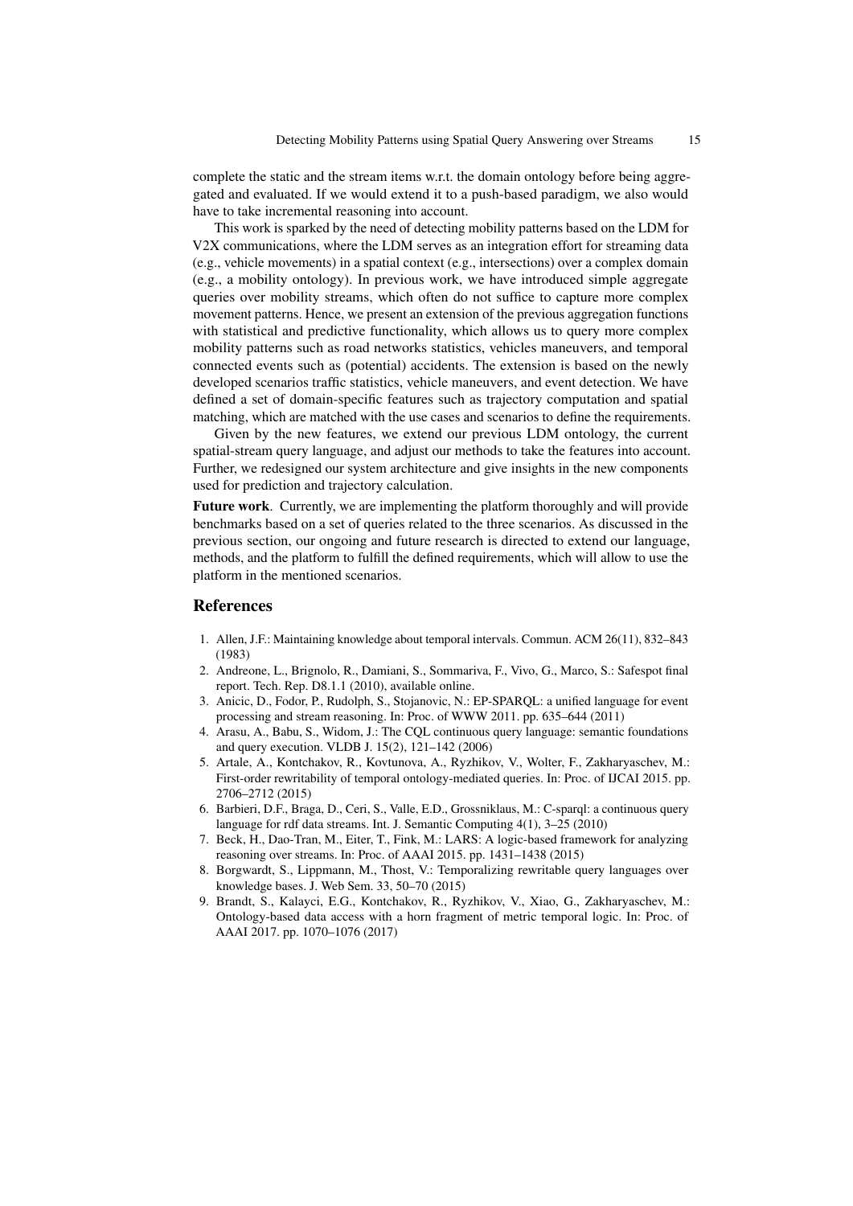complete the static and the stream items w.r.t. the domain ontology before being aggregated and evaluated. If we would extend it to a push-based paradigm, we also would have to take incremental reasoning into account.

This work is sparked by the need of detecting mobility patterns based on the LDM for V2X communications, where the LDM serves as an integration effort for streaming data (e.g., vehicle movements) in a spatial context (e.g., intersections) over a complex domain (e.g., a mobility ontology). In previous work, we have introduced simple aggregate queries over mobility streams, which often do not suffice to capture more complex movement patterns. Hence, we present an extension of the previous aggregation functions with statistical and predictive functionality, which allows us to query more complex mobility patterns such as road networks statistics, vehicles maneuvers, and temporal connected events such as (potential) accidents. The extension is based on the newly developed scenarios traffic statistics, vehicle maneuvers, and event detection. We have defined a set of domain-specific features such as trajectory computation and spatial matching, which are matched with the use cases and scenarios to define the requirements.

Given by the new features, we extend our previous LDM ontology, the current spatial-stream query language, and adjust our methods to take the features into account. Further, we redesigned our system architecture and give insights in the new components used for prediction and trajectory calculation.

**Future work**. Currently, we are implementing the platform thoroughly and will provide benchmarks based on a set of queries related to the three scenarios. As discussed in the previous section, our ongoing and future research is directed to extend our language, methods, and the platform to fulfill the defined requirements, which will allow to use the platform in the mentioned scenarios.

## References

1. Allen, J.F.: Maintaining knowledge about temporal intervals. Commun. ACM 26(11), 832–843 (1983)
2. Andreone, L., Brignolo, R., Damiani, S., Sommariva, F., Vivo, G., Marco, S.: Safespot final report. Tech. Rep. D8.1.1 (2010), available online.
3. Anicic, D., Fodor, P., Rudolph, S., Stojanovic, N.: EP-SPARQL: a unified language for event processing and stream reasoning. In: Proc. of WWW 2011. pp. 635–644 (2011)
4. Arasu, A., Babu, S., Widom, J.: The CQL continuous query language: semantic foundations and query execution. VLDB J. 15(2), 121–142 (2006)
5. Artale, A., Kontchakov, R., Kovtunova, A., Ryzhikov, V., Wolter, F., Zakharyaschev, M.: First-order rewritability of temporal ontology-mediated queries. In: Proc. of IJCAI 2015. pp. 2706–2712 (2015)
6. Barbieri, D.F., Braga, D., Ceri, S., Valle, E.D., Grossniklaus, M.: C-sparql: a continuous query language for rdf data streams. Int. J. Semantic Computing 4(1), 3–25 (2010)
7. Beck, H., Dao-Tran, M., Eiter, T., Fink, M.: LARS: A logic-based framework for analyzing reasoning over streams. In: Proc. of AAAI 2015. pp. 1431–1438 (2015)
8. Borgwardt, S., Lippmann, M., Thost, V.: Temporalizing rewritable query languages over knowledge bases. J. Web Sem. 33, 50–70 (2015)
9. Brandt, S., Kalayci, E.G., Kontchakov, R., Ryzhikov, V., Xiao, G., Zakharyaschev, M.: Ontology-based data access with a horn fragment of metric temporal logic. In: Proc. of AAAI 2017. pp. 1070–1076 (2017)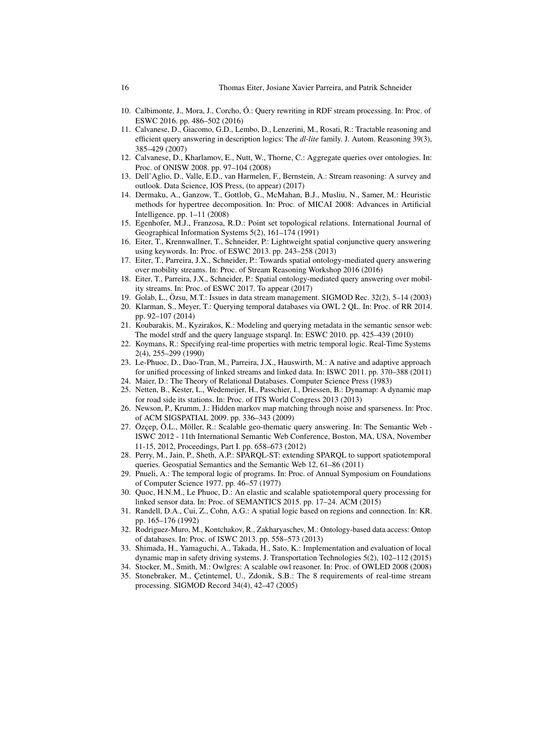10. Calbimonte, J., Mora, J., Corcho, Ó.: Query rewriting in RDF stream processing. In: Proc. of ESWC 2016. pp. 486–502 (2016)
11. Calvanese, D., Giacomo, G.D., Lembo, D., Lenzerini, M., Rosati, R.: Tractable reasoning and efficient query answering in description logics: The *dl-lite* family. J. Autom. Reasoning 39(3), 385–429 (2007)
12. Calvanese, D., Kharlamov, E., Nutt, W., Thorne, C.: Aggregate queries over ontologies. In: Proc. of ONISW 2008. pp. 97–104 (2008)
13. Dell'Aglio, D., Valle, E.D., van Harmelen, F., Bernstein, A.: Stream reasoning: A survey and outlook. Data Science, IOS Press, (to appear) (2017)
14. Dermaku, A., Ganzow, T., Gottlob, G., McMahan, B.J., Musliu, N., Samer, M.: Heuristic methods for hypertree decomposition. In: Proc. of MICAI 2008: Advances in Artificial Intelligence. pp. 1–11 (2008)
15. Egenhofer, M.J., Franzosa, R.D.: Point set topological relations. International Journal of Geographical Information Systems 5(2), 161–174 (1991)
16. Eiter, T., Krennwallner, T., Schneider, P.: Lightweight spatial conjunctive query answering using keywords. In: Proc. of ESWC 2013. pp. 243–258 (2013)
17. Eiter, T., Parreira, J.X., Schneider, P.: Towards spatial ontology-mediated query answering over mobility streams. In: Proc. of Stream Reasoning Workshop 2016 (2016)
18. Eiter, T., Parreira, J.X., Schneider, P.: Spatial ontology-mediated query answering over mobility streams. In: Proc. of ESWC 2017. To appear (2017)
19. Golab, L., Özsu, M.T.: Issues in data stream management. SIGMOD Rec. 32(2), 5–14 (2003)
20. Klarman, S., Meyer, T.: Querying temporal databases via OWL 2 QL. In: Proc. of RR 2014. pp. 92–107 (2014)
21. Koubarakis, M., Kyzirakos, K.: Modeling and querying metadata in the semantic sensor web: The model strdf and the query language stsparql. In: ESWC 2010. pp. 425–439 (2010)
22. Koymans, R.: Specifying real-time properties with metric temporal logic. Real-Time Systems 2(4), 255–299 (1990)
23. Le-Phuoc, D., Dao-Tran, M., Parreira, J.X., Hauswirth, M.: A native and adaptive approach for unified processing of linked streams and linked data. In: ISWC 2011. pp. 370–388 (2011)
24. Maier, D.: The Theory of Relational Databases. Computer Science Press (1983)
25. Netten, B., Kester, L., Wedemeijer, H., Passchier, I., Driessen, B.: Dynamap: A dynamic map for road side its stations. In: Proc. of ITS World Congress 2013 (2013)
26. Newson, P., Krumm, J.: Hidden markov map matching through noise and sparseness. In: Proc. of ACM SIGSPATIAL 2009. pp. 336–343 (2009)
27. Özçep, Ö.L., Möller, R.: Scalable geo-thematic query answering. In: The Semantic Web - ISWC 2012 - 11th International Semantic Web Conference, Boston, MA, USA, November 11-15, 2012, Proceedings, Part I. pp. 658–673 (2012)
28. Perry, M., Jain, P., Sheth, A.P.: SPARQL-ST: extending SPARQL to support spatiotemporal queries. Geospatial Semantics and the Semantic Web 12, 61–86 (2011)
29. Pnueli, A.: The temporal logic of programs. In: Proc. of Annual Symposium on Foundations of Computer Science 1977. pp. 46–57 (1977)
30. Quoc, H.N.M., Le Phuoc, D.: An elastic and scalable spatiotemporal query processing for linked sensor data. In: Proc. of SEMANTICS 2015. pp. 17–24. ACM (2015)
31. Randell, D.A., Cui, Z., Cohn, A.G.: A spatial logic based on regions and connection. In: KR. pp. 165–176 (1992)
32. Rodriguez-Muro, M., Kontchakov, R., Zakharyaschev, M.: Ontology-based data access: Ontop of databases. In: Proc. of ISWC 2013. pp. 558–573 (2013)
33. Shimada, H., Yamaguchi, A., Takada, H., Sato, K.: Implementation and evaluation of local dynamic map in safety driving systems. J. Transportation Technologies 5(2), 102–112 (2015)
34. Stocker, M., Smith, M.: Owlgres: A scalable owl reasoner. In: Proc. of OWLED 2008 (2008)
35. Stonebraker, M., Çetintemel, U., Zdonik, S.B.: The 8 requirements of real-time stream processing. SIGMOD Record 34(4), 42–47 (2005)